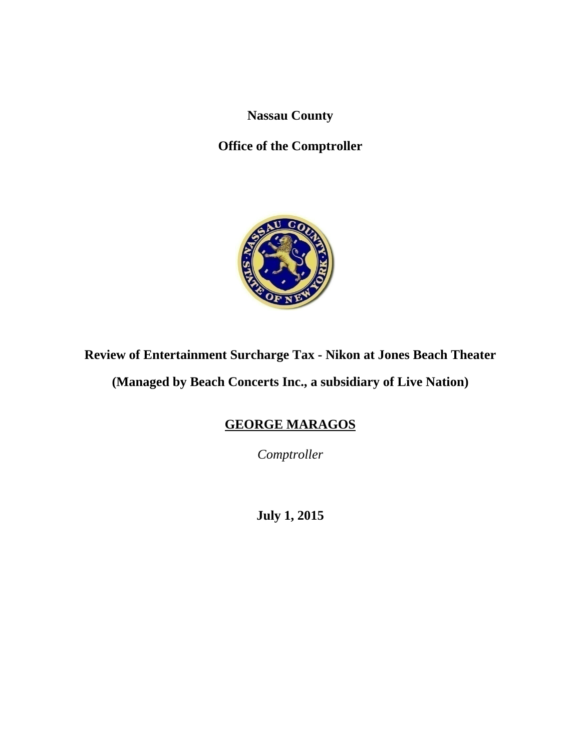**Nassau County**

**Office of the Comptroller**

# Review of Entertainment Surcharge Tax - Nikon at Jones Beach Theater

**(Managed by Beach Concerts Inc., a subsidiary of Live Nation)**

**GEORGE MARAGOS**

*Comptroller*

**July 1, 2015**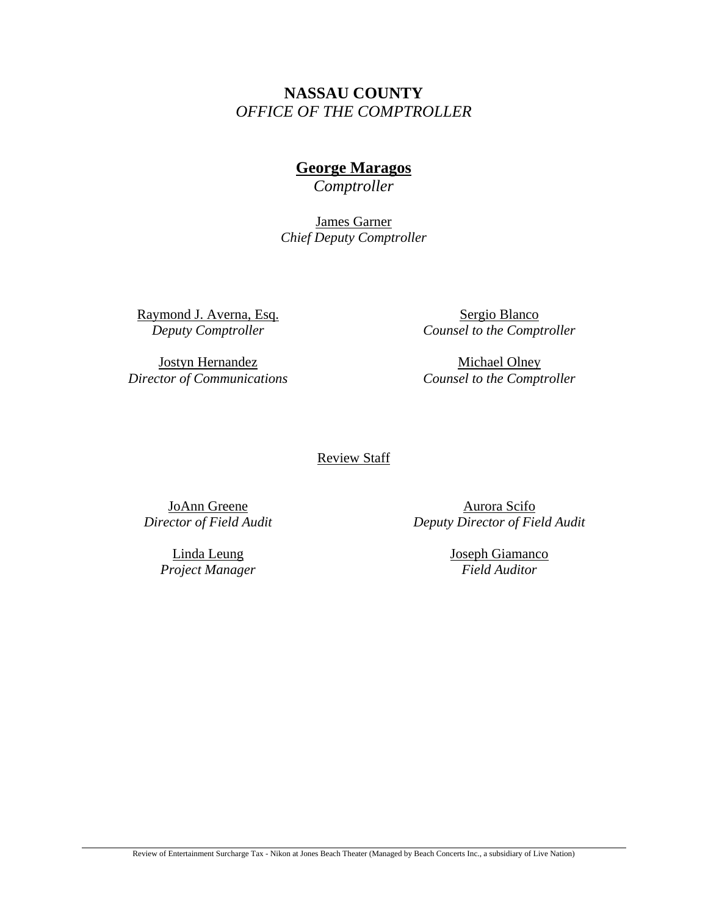**NASSAU COUNTY**
*OFFICE OF THE COMPTROLLER*

**George Maragos**
*Comptroller*

James Garner
*Chief Deputy Comptroller*

Raymond J. Averna, Esq.
*Deputy Comptroller*

Sergio Blanco
*Counsel to the Comptroller*

Jostyn Hernandez
*Director of Communications*

Michael Olney
*Counsel to the Comptroller*

Review Staff

JoAnn Greene
*Director of Field Audit*

Aurora Scifo
*Deputy Director of Field Audit*

Linda Leung
*Project Manager*

Joseph Giamanco
*Field Auditor*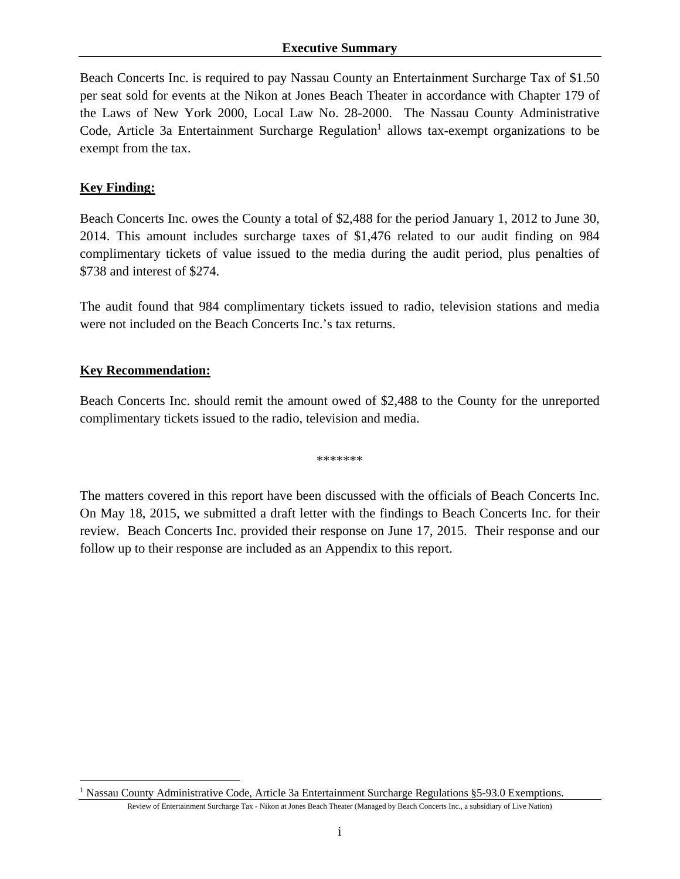## Executive Summary

Beach Concerts Inc. is required to pay Nassau County an Entertainment Surcharge Tax of $1.50 per seat sold for events at the Nikon at Jones Beach Theater in accordance with Chapter 179 of the Laws of New York 2000, Local Law No. 28-2000. The Nassau County Administrative Code, Article 3a Entertainment Surcharge Regulation[1] allows tax-exempt organizations to be exempt from the tax.

**Key Finding:**

Beach Concerts Inc. owes the County a total of $2,488 for the period January 1, 2012 to June 30, 2014. This amount includes surcharge taxes of $1,476 related to our audit finding on 984 complimentary tickets of value issued to the media during the audit period, plus penalties of $738 and interest of $274.

The audit found that 984 complimentary tickets issued to radio, television stations and media were not included on the Beach Concerts Inc.'s tax returns.

**Key Recommendation:**

Beach Concerts Inc. should remit the amount owed of $2,488 to the County for the unreported complimentary tickets issued to the radio, television and media.

*******

The matters covered in this report have been discussed with the officials of Beach Concerts Inc. On May 18, 2015, we submitted a draft letter with the findings to Beach Concerts Inc. for their review. Beach Concerts Inc. provided their response on June 17, 2015. Their response and our follow up to their response are included as an Appendix to this report.

[1] Nassau County Administrative Code, Article 3a Entertainment Surcharge Regulations §5-93.0 Exemptions.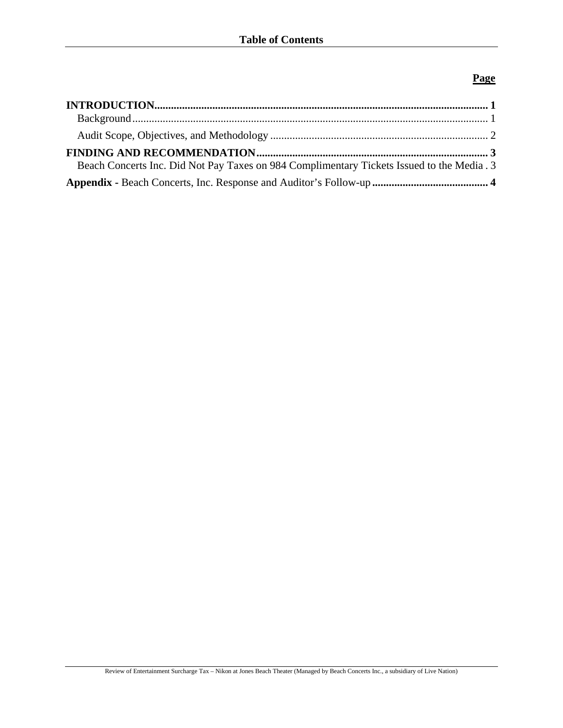# Table of Contents

| | Page |
|---|---|
| **INTRODUCTION** | **1** |
| Background | 1 |
| Audit Scope, Objectives, and Methodology | 2 |
| **FINDING AND RECOMMENDATION** | **3** |
| Beach Concerts Inc. Did Not Pay Taxes on 984 Complimentary Tickets Issued to the Media | 3 |
| **Appendix -** Beach Concerts, Inc. Response and Auditor's Follow-up | **4** |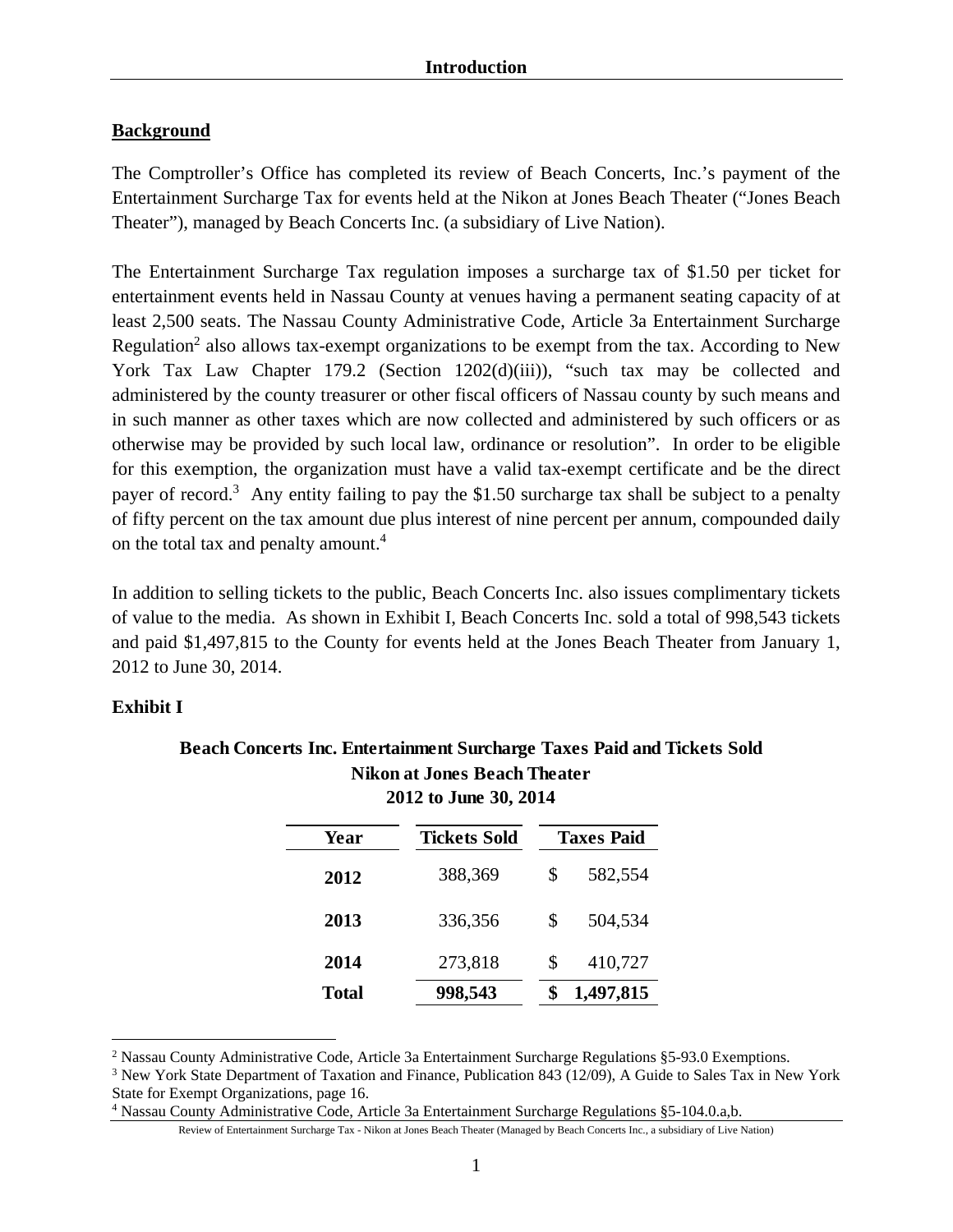# Introduction

## Background

The Comptroller's Office has completed its review of Beach Concerts, Inc.'s payment of the Entertainment Surcharge Tax for events held at the Nikon at Jones Beach Theater ("Jones Beach Theater"), managed by Beach Concerts Inc. (a subsidiary of Live Nation).

The Entertainment Surcharge Tax regulation imposes a surcharge tax of $1.50 per ticket for entertainment events held in Nassau County at venues having a permanent seating capacity of at least 2,500 seats. The Nassau County Administrative Code, Article 3a Entertainment Surcharge Regulation[2] also allows tax-exempt organizations to be exempt from the tax. According to New York Tax Law Chapter 179.2 (Section 1202(d)(iii)), "such tax may be collected and administered by the county treasurer or other fiscal officers of Nassau county by such means and in such manner as other taxes which are now collected and administered by such officers or as otherwise may be provided by such local law, ordinance or resolution". In order to be eligible for this exemption, the organization must have a valid tax-exempt certificate and be the direct payer of record.[3] Any entity failing to pay the $1.50 surcharge tax shall be subject to a penalty of fifty percent on the tax amount due plus interest of nine percent per annum, compounded daily on the total tax and penalty amount.[4]

In addition to selling tickets to the public, Beach Concerts Inc. also issues complimentary tickets of value to the media. As shown in Exhibit I, Beach Concerts Inc. sold a total of 998,543 tickets and paid $1,497,815 to the County for events held at the Jones Beach Theater from January 1, 2012 to June 30, 2014.

**Exhibit I**

**Beach Concerts Inc. Entertainment Surcharge Taxes Paid and Tickets Sold**
**Nikon at Jones Beach Theater**
**2012 to June 30, 2014**

| Year | Tickets Sold | Taxes Paid |
|---|---|---|
| **2012** | 388,369 | $ 582,554 |
| **2013** | 336,356 | $ 504,534 |
| **2014** | 273,818 | $ 410,727 |
| **Total** | **998,543** | **$ 1,497,815** |

---

[2] Nassau County Administrative Code, Article 3a Entertainment Surcharge Regulations §5-93.0 Exemptions.

[3] New York State Department of Taxation and Finance, Publication 843 (12/09), A Guide to Sales Tax in New York State for Exempt Organizations, page 16.

[4] Nassau County Administrative Code, Article 3a Entertainment Surcharge Regulations §5-104.0.a,b.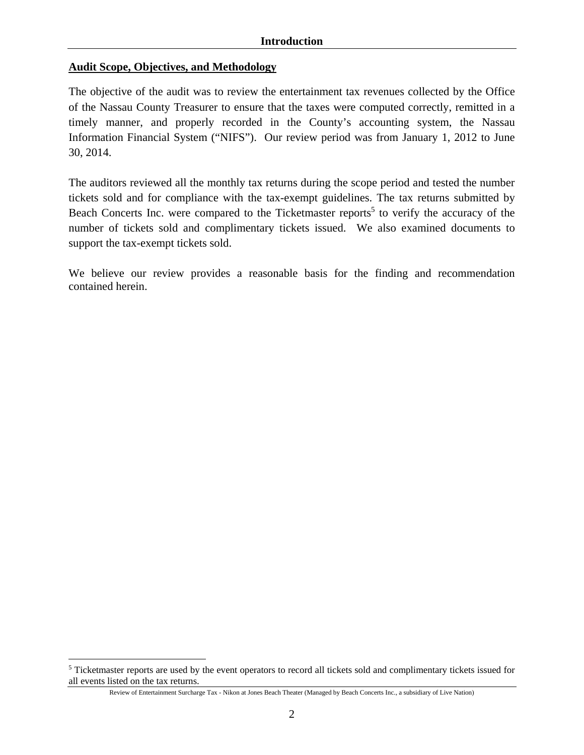## Introduction

**Audit Scope, Objectives, and Methodology**

The objective of the audit was to review the entertainment tax revenues collected by the Office of the Nassau County Treasurer to ensure that the taxes were computed correctly, remitted in a timely manner, and properly recorded in the County's accounting system, the Nassau Information Financial System ("NIFS"). Our review period was from January 1, 2012 to June 30, 2014.

The auditors reviewed all the monthly tax returns during the scope period and tested the number tickets sold and for compliance with the tax-exempt guidelines. The tax returns submitted by Beach Concerts Inc. were compared to the Ticketmaster reports[5] to verify the accuracy of the number of tickets sold and complimentary tickets issued. We also examined documents to support the tax-exempt tickets sold.

We believe our review provides a reasonable basis for the finding and recommendation contained herein.

[5] Ticketmaster reports are used by the event operators to record all tickets sold and complimentary tickets issued for all events listed on the tax returns.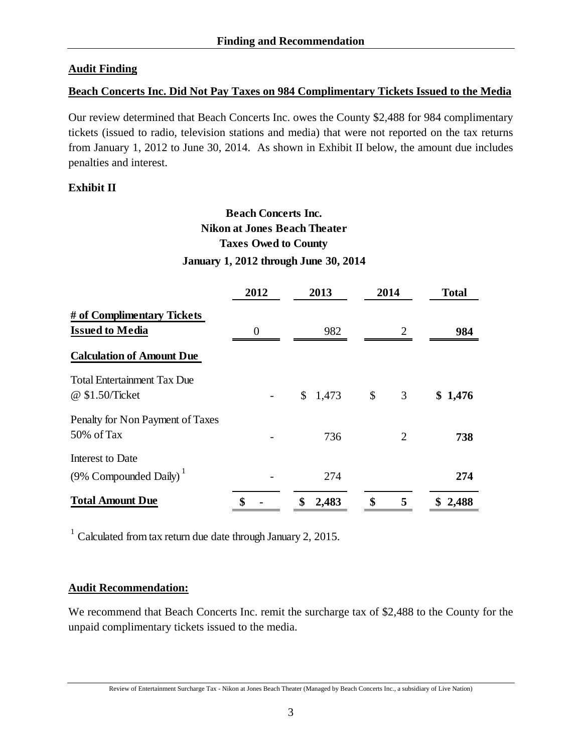## Finding and Recommendation

### Audit Finding

**Beach Concerts Inc. Did Not Pay Taxes on 984 Complimentary Tickets Issued to the Media**

Our review determined that Beach Concerts Inc. owes the County $2,488 for 984 complimentary tickets (issued to radio, television stations and media) that were not reported on the tax returns from January 1, 2012 to June 30, 2014. As shown in Exhibit II below, the amount due includes penalties and interest.

**Exhibit II**

**Beach Concerts Inc.**
**Nikon at Jones Beach Theater**
**Taxes Owed to County**
**January 1, 2012 through June 30, 2014**

| | 2012 | 2013 | 2014 | Total |
|---|---|---|---|---|
| **# of Complimentary Tickets Issued to Media** | 0 | 982 | 2 | **984** |
| **Calculation of Amount Due** | | | | |
| Total Entertainment Tax Due @ $1.50/Ticket | - | $ 1,473 | $ 3 | **$ 1,476** |
| Penalty for Non Payment of Taxes 50% of Tax | - | 736 | 2 | **738** |
| Interest to Date (9% Compounded Daily) [1] | - | 274 | | **274** |
| **Total Amount Due** | **$ -** | **$ 2,483** | **$ 5** | **$ 2,488** |

[1] Calculated from tax return due date through January 2, 2015.

### Audit Recommendation:

We recommend that Beach Concerts Inc. remit the surcharge tax of $2,488 to the County for the unpaid complimentary tickets issued to the media.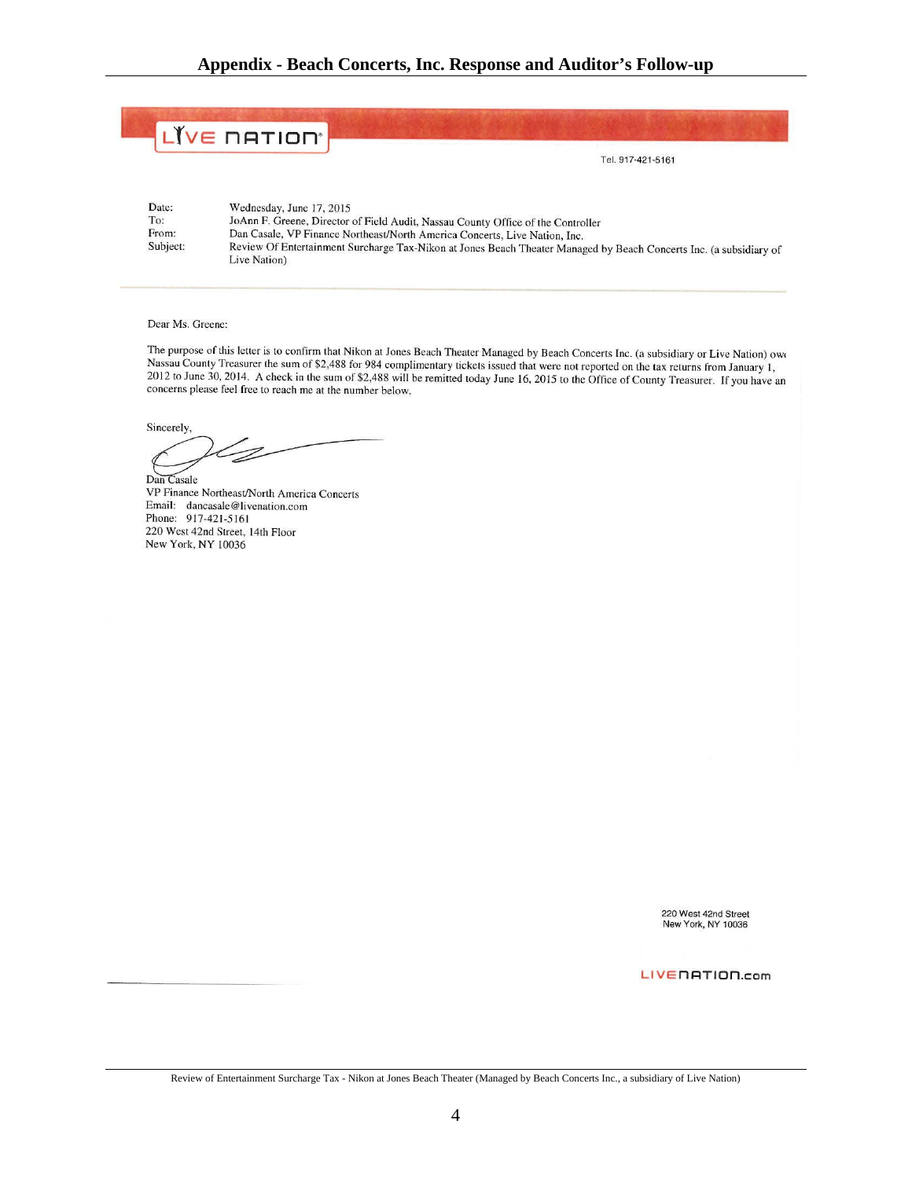## Appendix - Beach Concerts, Inc. Response and Auditor's Follow-up

LIVE NATION

Tel. 917-421-5161

Date: Wednesday, June 17, 2015
To: JoAnn F. Greene, Director of Field Audit, Nassau County Office of the Controller
From: Dan Casale, VP Finance Northeast/North America Concerts, Live Nation, Inc.
Subject: Review Of Entertainment Surcharge Tax-Nikon at Jones Beach Theater Managed by Beach Concerts Inc. (a subsidiary of Live Nation)

Dear Ms. Greene:

The purpose of this letter is to confirm that Nikon at Jones Beach Theater Managed by Beach Concerts Inc. (a subsidiary or Live Nation) owe Nassau County Treasurer the sum of $2,488 for 984 complimentary tickets issued that were not reported on the tax returns from January 1, 2012 to June 30, 2014. A check in the sum of $2,488 will be remitted today June 16, 2015 to the Office of County Treasurer. If you have an concerns please feel free to reach me at the number below.

Sincerely,

Dan Casale
VP Finance Northeast/North America Concerts
Email: dancasale@livenation.com
Phone: 917-421-5161
220 West 42nd Street, 14th Floor
New York, NY 10036

220 West 42nd Street
New York, NY 10036

LIVENATION.com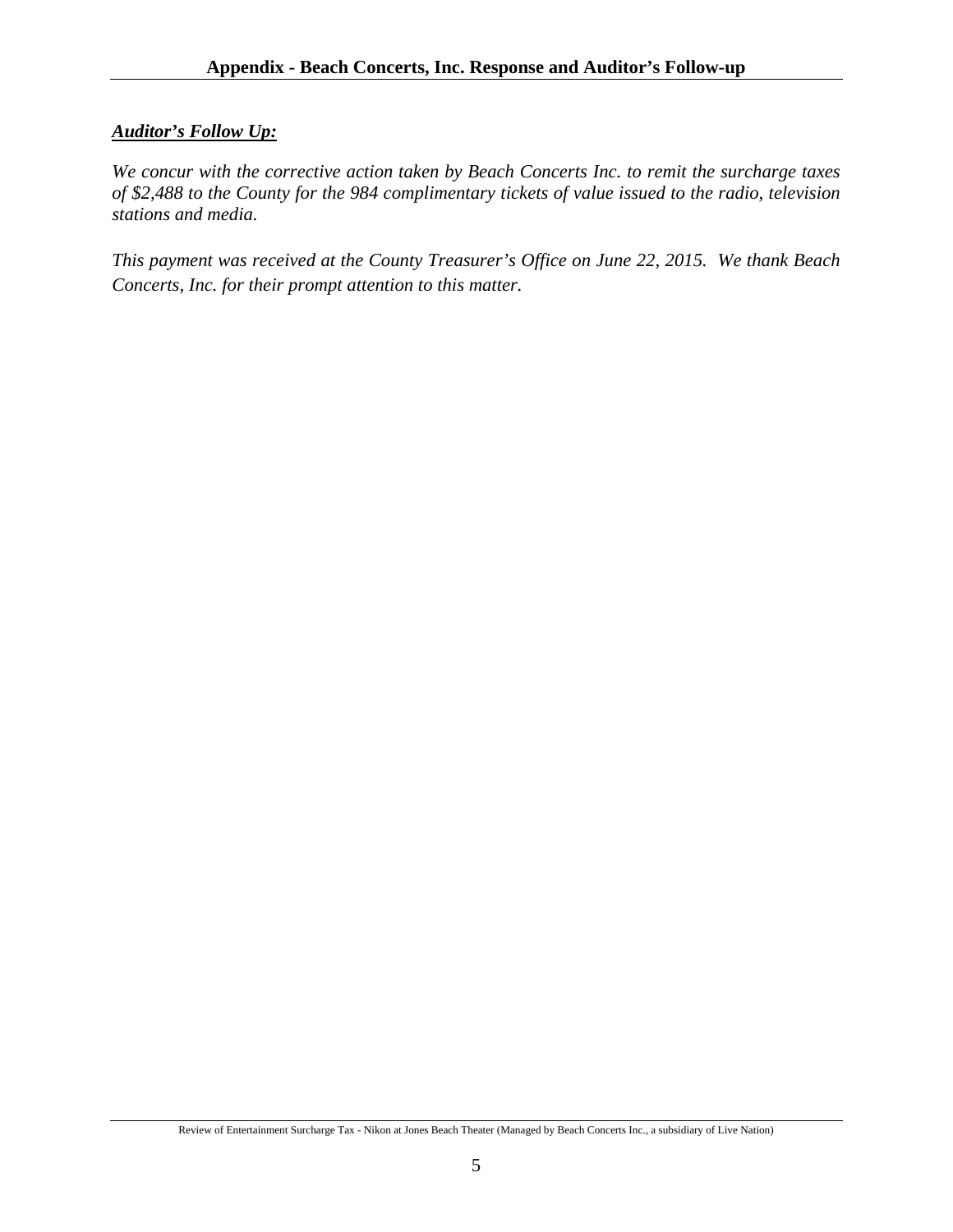## Appendix - Beach Concerts, Inc. Response and Auditor's Follow-up

***Auditor's Follow Up:***

*We concur with the corrective action taken by Beach Concerts Inc. to remit the surcharge taxes of $2,488 to the County for the 984 complimentary tickets of value issued to the radio, television stations and media.*

*This payment was received at the County Treasurer's Office on June 22, 2015. We thank Beach Concerts, Inc. for their prompt attention to this matter.*